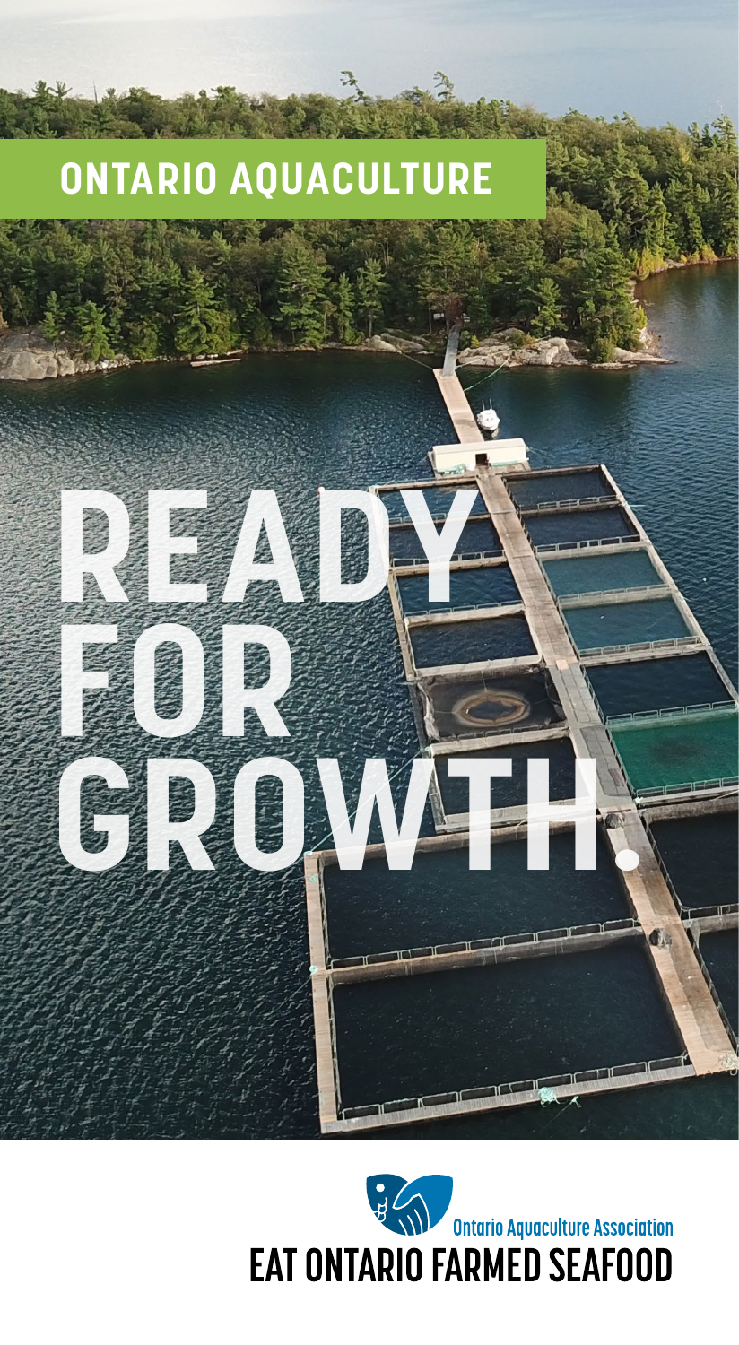# ONTARIO AQUACULTURE

# READY FOR GROWTH.

Ontario Aquaculture Association

EAT ONTARIO FARMED SEAFOOD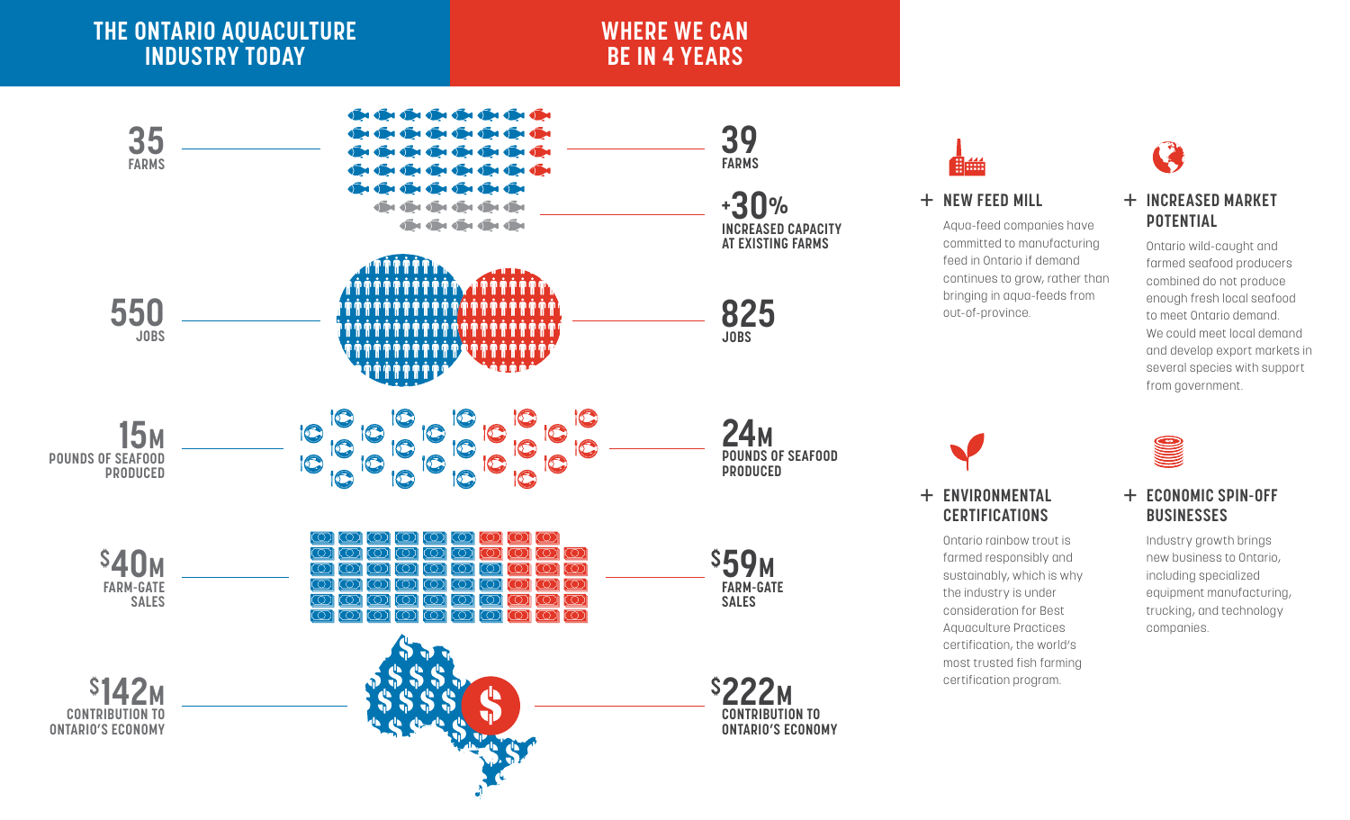## THE ONTARIO AQUACULTURE INDUSTRY TODAY

## WHERE WE CAN BE IN 4 YEARS

| The Ontario Aquaculture Industry Today | Where We Can Be in 4 Years |
| --- | --- |
| **35** FARMS | **39** FARMS |
| | **+30%** INCREASED CAPACITY AT EXISTING FARMS |
| **550** JOBS | **825** JOBS |
| **15M** POUNDS OF SEAFOOD PRODUCED | **24M** POUNDS OF SEAFOOD PRODUCED |
| **$40M** FARM-GATE SALES | **$59M** FARM-GATE SALES |
| **$142M** CONTRIBUTION TO ONTARIO'S ECONOMY | **$222M** CONTRIBUTION TO ONTARIO'S ECONOMY |

### + NEW FEED MILL

Aqua-feed companies have committed to manufacturing feed in Ontario if demand continues to grow, rather than bringing in aqua-feeds from out-of-province.

### + INCREASED MARKET POTENTIAL

Ontario wild-caught and farmed seafood producers combined do not produce enough fresh local seafood to meet Ontario demand. We could meet local demand and develop export markets in several species with support from government.

### + ENVIRONMENTAL CERTIFICATIONS

Ontario rainbow trout is farmed responsibly and sustainably, which is why the industry is under consideration for Best Aquaculture Practices certification, the world's most trusted fish farming certification program.

### + ECONOMIC SPIN-OFF BUSINESSES

Industry growth brings new business to Ontario, including specialized equipment manufacturing, trucking, and technology companies.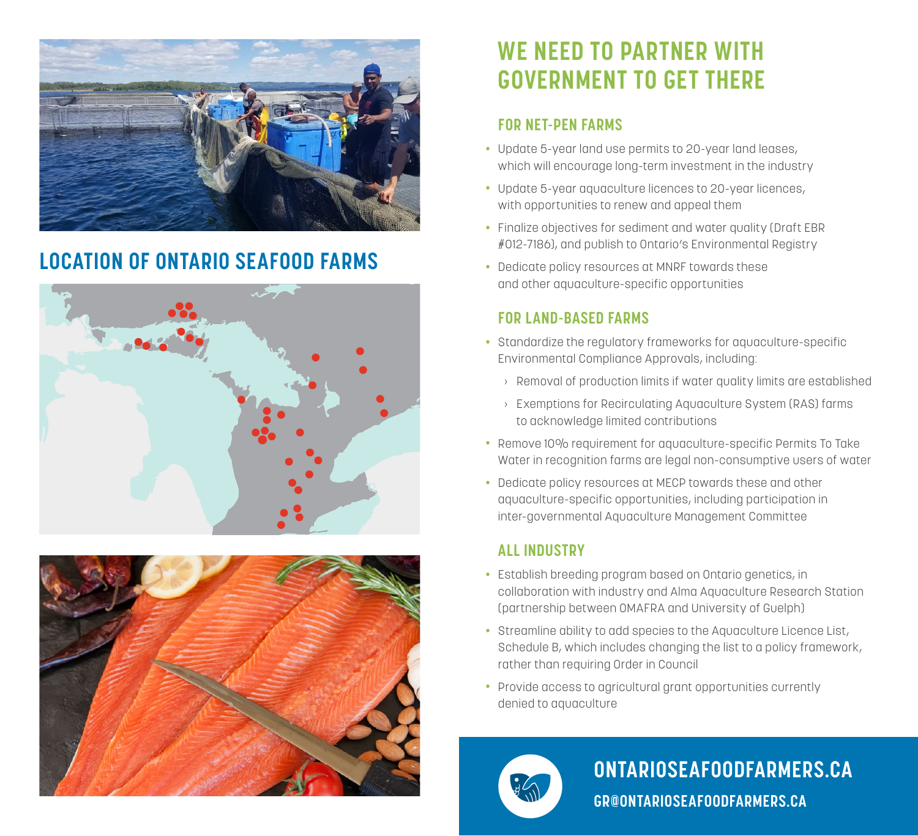## LOCATION OF ONTARIO SEAFOOD FARMS

# WE NEED TO PARTNER WITH GOVERNMENT TO GET THERE

### FOR NET-PEN FARMS

- Update 5-year land use permits to 20-year land leases, which will encourage long-term investment in the industry
- Update 5-year aquaculture licences to 20-year licences, with opportunities to renew and appeal them
- Finalize objectives for sediment and water quality (Draft EBR #012-7186), and publish to Ontario's Environmental Registry
- Dedicate policy resources at MNRF towards these and other aquaculture-specific opportunities

### FOR LAND-BASED FARMS

- Standardize the regulatory frameworks for aquaculture-specific Environmental Compliance Approvals, including:
  - Removal of production limits if water quality limits are established
  - Exemptions for Recirculating Aquaculture System (RAS) farms to acknowledge limited contributions
- Remove 10% requirement for aquaculture-specific Permits To Take Water in recognition farms are legal non-consumptive users of water
- Dedicate policy resources at MECP towards these and other aquaculture-specific opportunities, including participation in inter-governmental Aquaculture Management Committee

### ALL INDUSTRY

- Establish breeding program based on Ontario genetics, in collaboration with industry and Alma Aquaculture Research Station (partnership between OMAFRA and University of Guelph)
- Streamline ability to add species to the Aquaculture Licence List, Schedule B, which includes changing the list to a policy framework, rather than requiring Order in Council
- Provide access to agricultural grant opportunities currently denied to aquaculture

**ONTARIOSEAFOODFARMERS.CA**

**GR@ONTARIOSEAFOODFARMERS.CA**